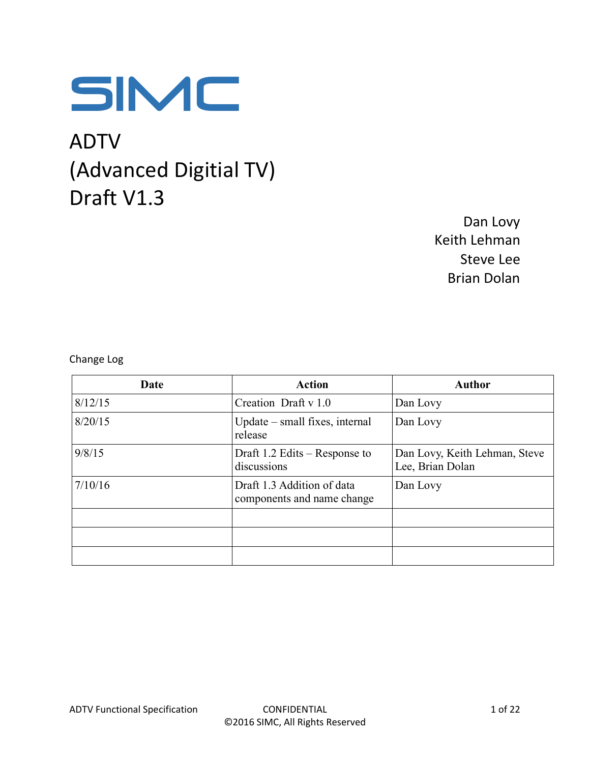SIMC

# ADTV
# (Advanced Digitial TV)
# Draft V1.3

Dan Lovy
Keith Lehman
Steve Lee
Brian Dolan

Change Log

| Date | Action | Author |
|---|---|---|
| 8/12/15 | Creation Draft v 1.0 | Dan Lovy |
| 8/20/15 | Update – small fixes, internal release | Dan Lovy |
| 9/8/15 | Draft 1.2 Edits – Response to discussions | Dan Lovy, Keith Lehman, Steve Lee, Brian Dolan |
| 7/10/16 | Draft 1.3 Addition of data components and name change | Dan Lovy |
| | | |
| | | |
| | | |

ADTV Functional Specification CONFIDENTIAL
©2016 SIMC, All Rights Reserved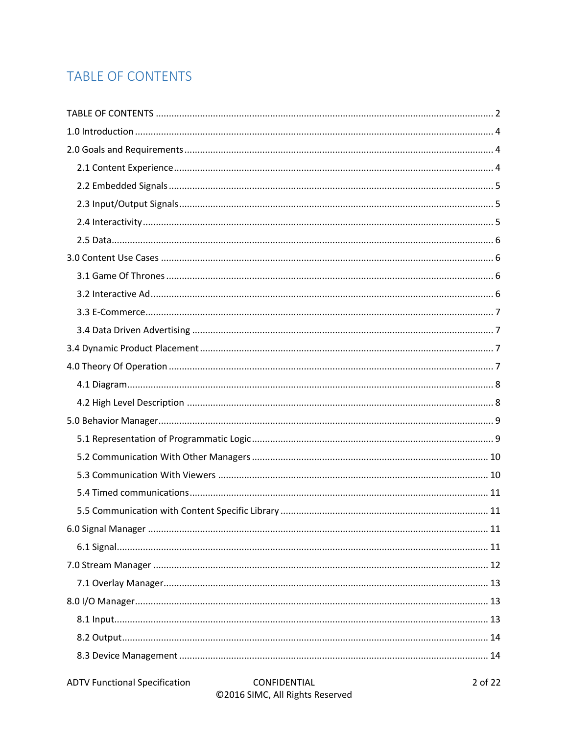# TABLE OF CONTENTS

TABLE OF CONTENTS ........................................................................................................................ 2

1.0 Introduction ................................................................................................................................ 4

2.0 Goals and Requirements ............................................................................................................ 4

- 2.1 Content Experience ................................................................................................................ 4
- 2.2 Embedded Signals .................................................................................................................. 5
- 2.3 Input/Output Signals .............................................................................................................. 5
- 2.4 Interactivity ............................................................................................................................ 5
- 2.5 Data ........................................................................................................................................ 6

3.0 Content Use Cases ...................................................................................................................... 6

- 3.1 Game Of Thrones ................................................................................................................... 6
- 3.2 Interactive Ad ......................................................................................................................... 6
- 3.3 E-Commerce ........................................................................................................................... 7
- 3.4 Data Driven Advertising ......................................................................................................... 7

3.4 Dynamic Product Placement ....................................................................................................... 7

4.0 Theory Of Operation ................................................................................................................... 7

- 4.1 Diagram .................................................................................................................................. 8
- 4.2 High Level Description ........................................................................................................... 8

5.0 Behavior Manager ....................................................................................................................... 9

- 5.1 Representation of Programmatic Logic ................................................................................. 9
- 5.2 Communication With Other Managers ................................................................................ 10
- 5.3 Communication With Viewers ............................................................................................. 10
- 5.4 Timed communications ........................................................................................................ 11
- 5.5 Communication with Content Specific Library ................................................................... 11

6.0 Signal Manager ......................................................................................................................... 11

- 6.1 Signal .................................................................................................................................... 11

7.0 Stream Manager ....................................................................................................................... 12

- 7.1 Overlay Manager .................................................................................................................. 13

8.0 I/O Manager .............................................................................................................................. 13

- 8.1 Input ..................................................................................................................................... 13
- 8.2 Output .................................................................................................................................. 14
- 8.3 Device Management ............................................................................................................ 14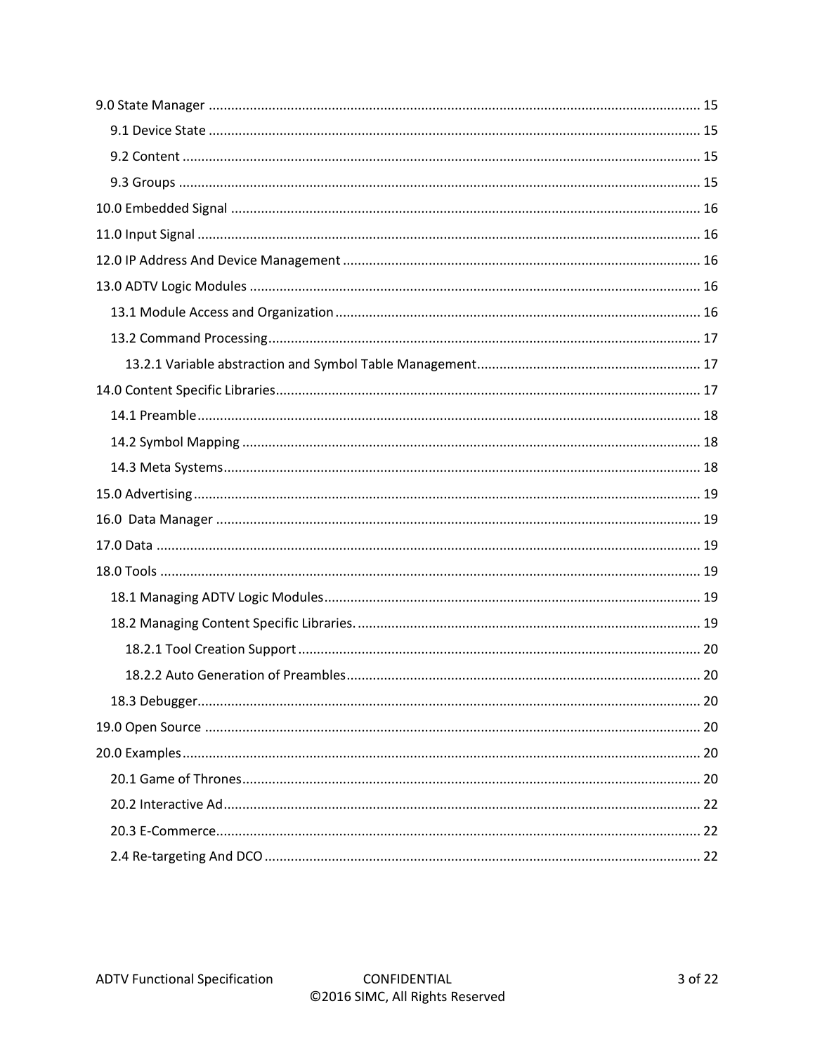9.0 State Manager ..................................................................................................................................... 15

  9.1 Device State .................................................................................................................................... 15

  9.2 Content ........................................................................................................................................... 15

  9.3 Groups ............................................................................................................................................ 15

10.0 Embedded Signal ............................................................................................................................. 16

11.0 Input Signal ...................................................................................................................................... 16

12.0 IP Address And Device Management ............................................................................................... 16

13.0 ADTV Logic Modules ........................................................................................................................ 16

  13.1 Module Access and Organization ................................................................................................. 16

  13.2 Command Processing ................................................................................................................... 17

    13.2.1 Variable abstraction and Symbol Table Management ............................................................ 17

14.0 Content Specific Libraries ................................................................................................................. 17

  14.1 Preamble ...................................................................................................................................... 18

  14.2 Symbol Mapping .......................................................................................................................... 18

  14.3 Meta Systems ............................................................................................................................... 18

15.0 Advertising ....................................................................................................................................... 19

16.0  Data Manager ................................................................................................................................. 19

17.0 Data ................................................................................................................................................. 19

18.0 Tools ................................................................................................................................................ 19

  18.1 Managing ADTV Logic Modules .................................................................................................... 19

  18.2 Managing Content Specific Libraries. ........................................................................................... 19

    18.2.1 Tool Creation Support ............................................................................................................ 20

    18.2.2 Auto Generation of Preambles ............................................................................................... 20

  18.3 Debugger ...................................................................................................................................... 20

19.0 Open Source .................................................................................................................................... 20

20.0 Examples .......................................................................................................................................... 20

  20.1 Game of Thrones .......................................................................................................................... 20

  20.2 Interactive Ad ............................................................................................................................... 22

  20.3 E-Commerce ................................................................................................................................. 22

  2.4 Re-targeting And DCO .................................................................................................................... 22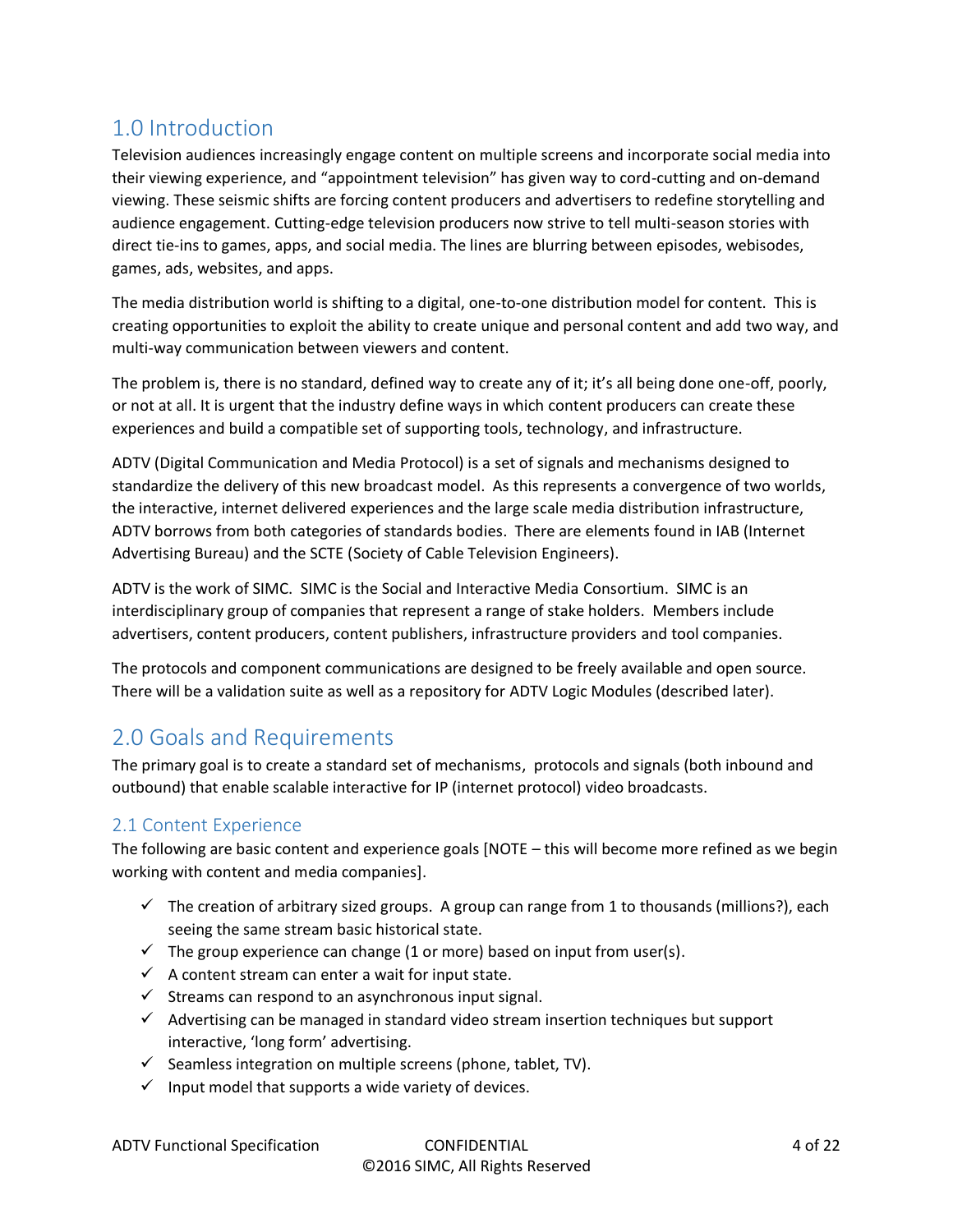## 1.0 Introduction

Television audiences increasingly engage content on multiple screens and incorporate social media into their viewing experience, and "appointment television" has given way to cord-cutting and on-demand viewing. These seismic shifts are forcing content producers and advertisers to redefine storytelling and audience engagement. Cutting-edge television producers now strive to tell multi-season stories with direct tie-ins to games, apps, and social media. The lines are blurring between episodes, webisodes, games, ads, websites, and apps.

The media distribution world is shifting to a digital, one-to-one distribution model for content. This is creating opportunities to exploit the ability to create unique and personal content and add two way, and multi-way communication between viewers and content.

The problem is, there is no standard, defined way to create any of it; it's all being done one-off, poorly, or not at all. It is urgent that the industry define ways in which content producers can create these experiences and build a compatible set of supporting tools, technology, and infrastructure.

ADTV (Digital Communication and Media Protocol) is a set of signals and mechanisms designed to standardize the delivery of this new broadcast model. As this represents a convergence of two worlds, the interactive, internet delivered experiences and the large scale media distribution infrastructure, ADTV borrows from both categories of standards bodies. There are elements found in IAB (Internet Advertising Bureau) and the SCTE (Society of Cable Television Engineers).

ADTV is the work of SIMC. SIMC is the Social and Interactive Media Consortium. SIMC is an interdisciplinary group of companies that represent a range of stake holders. Members include advertisers, content producers, content publishers, infrastructure providers and tool companies.

The protocols and component communications are designed to be freely available and open source. There will be a validation suite as well as a repository for ADTV Logic Modules (described later).

## 2.0 Goals and Requirements

The primary goal is to create a standard set of mechanisms, protocols and signals (both inbound and outbound) that enable scalable interactive for IP (internet protocol) video broadcasts.

### 2.1 Content Experience

The following are basic content and experience goals [NOTE – this will become more refined as we begin working with content and media companies].

- ✓ The creation of arbitrary sized groups. A group can range from 1 to thousands (millions?), each seeing the same stream basic historical state.
- ✓ The group experience can change (1 or more) based on input from user(s).
- ✓ A content stream can enter a wait for input state.
- ✓ Streams can respond to an asynchronous input signal.
- ✓ Advertising can be managed in standard video stream insertion techniques but support interactive, 'long form' advertising.
- ✓ Seamless integration on multiple screens (phone, tablet, TV).
- ✓ Input model that supports a wide variety of devices.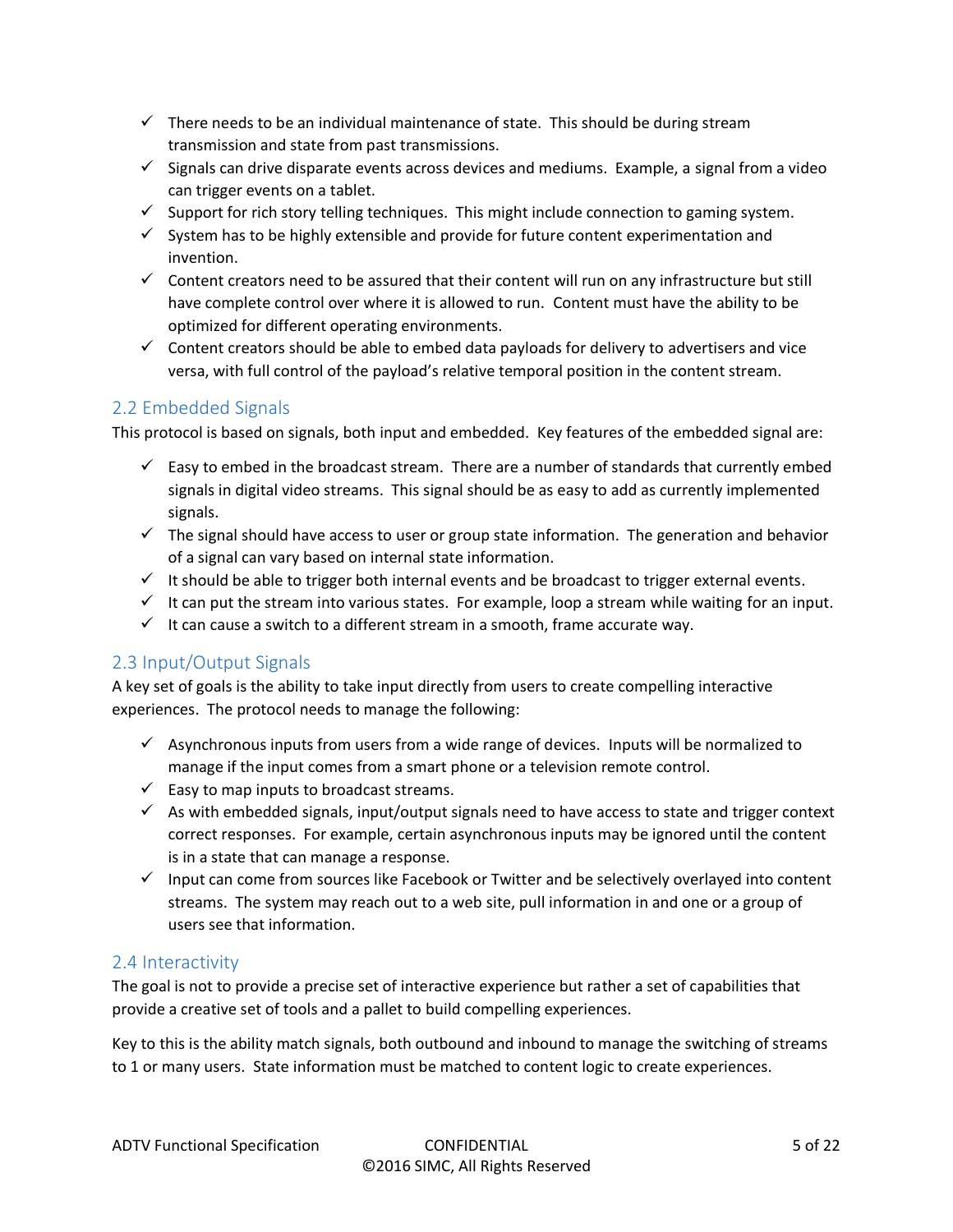- ✓ There needs to be an individual maintenance of state. This should be during stream transmission and state from past transmissions.
- ✓ Signals can drive disparate events across devices and mediums. Example, a signal from a video can trigger events on a tablet.
- ✓ Support for rich story telling techniques. This might include connection to gaming system.
- ✓ System has to be highly extensible and provide for future content experimentation and invention.
- ✓ Content creators need to be assured that their content will run on any infrastructure but still have complete control over where it is allowed to run. Content must have the ability to be optimized for different operating environments.
- ✓ Content creators should be able to embed data payloads for delivery to advertisers and vice versa, with full control of the payload's relative temporal position in the content stream.

## 2.2 Embedded Signals

This protocol is based on signals, both input and embedded. Key features of the embedded signal are:

- ✓ Easy to embed in the broadcast stream. There are a number of standards that currently embed signals in digital video streams. This signal should be as easy to add as currently implemented signals.
- ✓ The signal should have access to user or group state information. The generation and behavior of a signal can vary based on internal state information.
- ✓ It should be able to trigger both internal events and be broadcast to trigger external events.
- ✓ It can put the stream into various states. For example, loop a stream while waiting for an input.
- ✓ It can cause a switch to a different stream in a smooth, frame accurate way.

## 2.3 Input/Output Signals

A key set of goals is the ability to take input directly from users to create compelling interactive experiences. The protocol needs to manage the following:

- ✓ Asynchronous inputs from users from a wide range of devices. Inputs will be normalized to manage if the input comes from a smart phone or a television remote control.
- ✓ Easy to map inputs to broadcast streams.
- ✓ As with embedded signals, input/output signals need to have access to state and trigger context correct responses. For example, certain asynchronous inputs may be ignored until the content is in a state that can manage a response.
- ✓ Input can come from sources like Facebook or Twitter and be selectively overlayed into content streams. The system may reach out to a web site, pull information in and one or a group of users see that information.

## 2.4 Interactivity

The goal is not to provide a precise set of interactive experience but rather a set of capabilities that provide a creative set of tools and a pallet to build compelling experiences.

Key to this is the ability match signals, both outbound and inbound to manage the switching of streams to 1 or many users. State information must be matched to content logic to create experiences.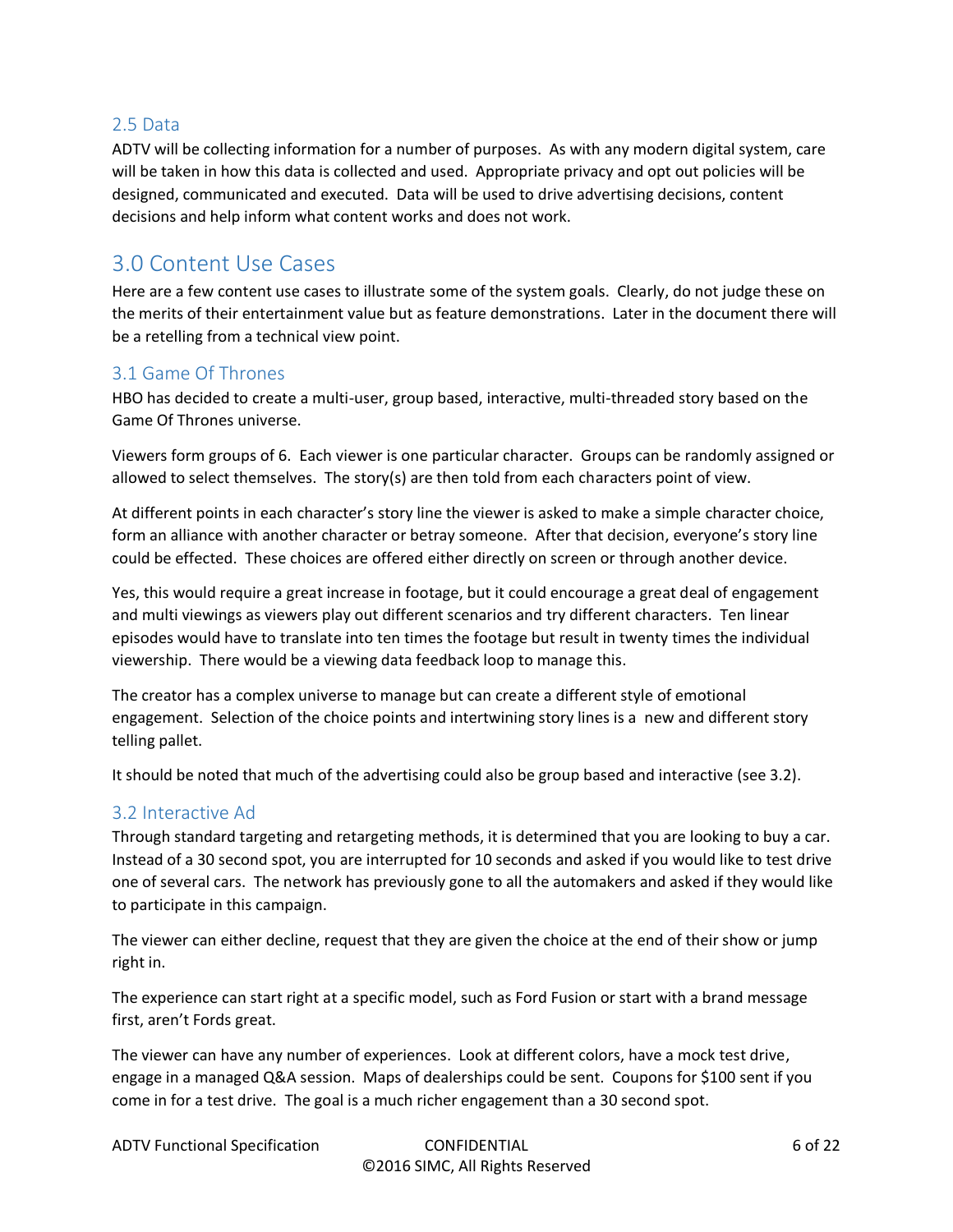## 2.5 Data

ADTV will be collecting information for a number of purposes. As with any modern digital system, care will be taken in how this data is collected and used. Appropriate privacy and opt out policies will be designed, communicated and executed. Data will be used to drive advertising decisions, content decisions and help inform what content works and does not work.

# 3.0 Content Use Cases

Here are a few content use cases to illustrate some of the system goals. Clearly, do not judge these on the merits of their entertainment value but as feature demonstrations. Later in the document there will be a retelling from a technical view point.

## 3.1 Game Of Thrones

HBO has decided to create a multi-user, group based, interactive, multi-threaded story based on the Game Of Thrones universe.

Viewers form groups of 6. Each viewer is one particular character. Groups can be randomly assigned or allowed to select themselves. The story(s) are then told from each characters point of view.

At different points in each character's story line the viewer is asked to make a simple character choice, form an alliance with another character or betray someone. After that decision, everyone's story line could be effected. These choices are offered either directly on screen or through another device.

Yes, this would require a great increase in footage, but it could encourage a great deal of engagement and multi viewings as viewers play out different scenarios and try different characters. Ten linear episodes would have to translate into ten times the footage but result in twenty times the individual viewership. There would be a viewing data feedback loop to manage this.

The creator has a complex universe to manage but can create a different style of emotional engagement. Selection of the choice points and intertwining story lines is a new and different story telling pallet.

It should be noted that much of the advertising could also be group based and interactive (see 3.2).

## 3.2 Interactive Ad

Through standard targeting and retargeting methods, it is determined that you are looking to buy a car. Instead of a 30 second spot, you are interrupted for 10 seconds and asked if you would like to test drive one of several cars. The network has previously gone to all the automakers and asked if they would like to participate in this campaign.

The viewer can either decline, request that they are given the choice at the end of their show or jump right in.

The experience can start right at a specific model, such as Ford Fusion or start with a brand message first, aren't Fords great.

The viewer can have any number of experiences. Look at different colors, have a mock test drive, engage in a managed Q&A session. Maps of dealerships could be sent. Coupons for $100 sent if you come in for a test drive. The goal is a much richer engagement than a 30 second spot.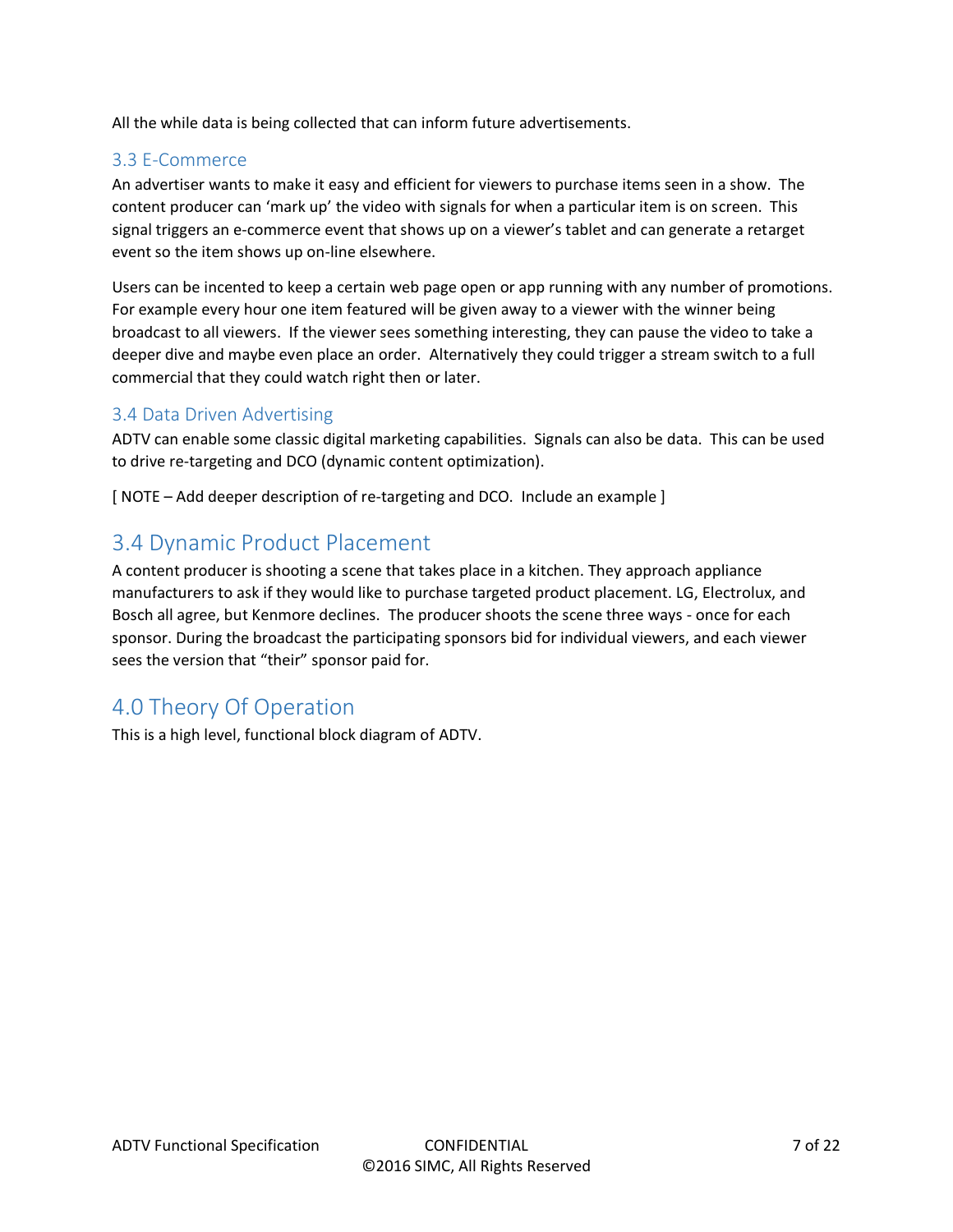All the while data is being collected that can inform future advertisements.

### 3.3 E-Commerce

An advertiser wants to make it easy and efficient for viewers to purchase items seen in a show. The content producer can 'mark up' the video with signals for when a particular item is on screen. This signal triggers an e-commerce event that shows up on a viewer's tablet and can generate a retarget event so the item shows up on-line elsewhere.

Users can be incented to keep a certain web page open or app running with any number of promotions. For example every hour one item featured will be given away to a viewer with the winner being broadcast to all viewers. If the viewer sees something interesting, they can pause the video to take a deeper dive and maybe even place an order. Alternatively they could trigger a stream switch to a full commercial that they could watch right then or later.

### 3.4 Data Driven Advertising

ADTV can enable some classic digital marketing capabilities. Signals can also be data. This can be used to drive re-targeting and DCO (dynamic content optimization).

[ NOTE – Add deeper description of re-targeting and DCO. Include an example ]

## 3.4 Dynamic Product Placement

A content producer is shooting a scene that takes place in a kitchen. They approach appliance manufacturers to ask if they would like to purchase targeted product placement. LG, Electrolux, and Bosch all agree, but Kenmore declines. The producer shoots the scene three ways - once for each sponsor. During the broadcast the participating sponsors bid for individual viewers, and each viewer sees the version that "their" sponsor paid for.

## 4.0 Theory Of Operation

This is a high level, functional block diagram of ADTV.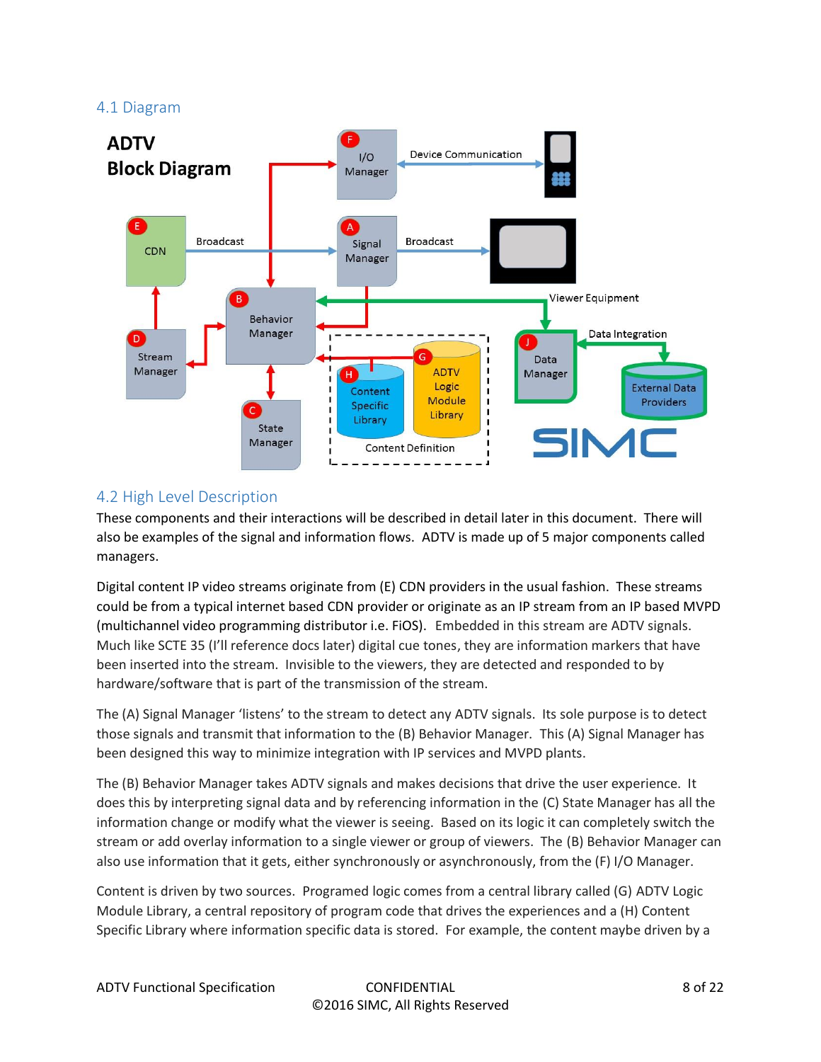## 4.1 Diagram

ADTV Block Diagram

## 4.2 High Level Description

These components and their interactions will be described in detail later in this document. There will also be examples of the signal and information flows. ADTV is made up of 5 major components called managers.

Digital content IP video streams originate from (E) CDN providers in the usual fashion. These streams could be from a typical internet based CDN provider or originate as an IP stream from an IP based MVPD (multichannel video programming distributor i.e. FiOS). Embedded in this stream are ADTV signals. Much like SCTE 35 (I'll reference docs later) digital cue tones, they are information markers that have been inserted into the stream. Invisible to the viewers, they are detected and responded to by hardware/software that is part of the transmission of the stream.

The (A) Signal Manager 'listens' to the stream to detect any ADTV signals. Its sole purpose is to detect those signals and transmit that information to the (B) Behavior Manager. This (A) Signal Manager has been designed this way to minimize integration with IP services and MVPD plants.

The (B) Behavior Manager takes ADTV signals and makes decisions that drive the user experience. It does this by interpreting signal data and by referencing information in the (C) State Manager has all the information change or modify what the viewer is seeing. Based on its logic it can completely switch the stream or add overlay information to a single viewer or group of viewers. The (B) Behavior Manager can also use information that it gets, either synchronously or asynchronously, from the (F) I/O Manager.

Content is driven by two sources. Programed logic comes from a central library called (G) ADTV Logic Module Library, a central repository of program code that drives the experiences and a (H) Content Specific Library where information specific data is stored. For example, the content maybe driven by a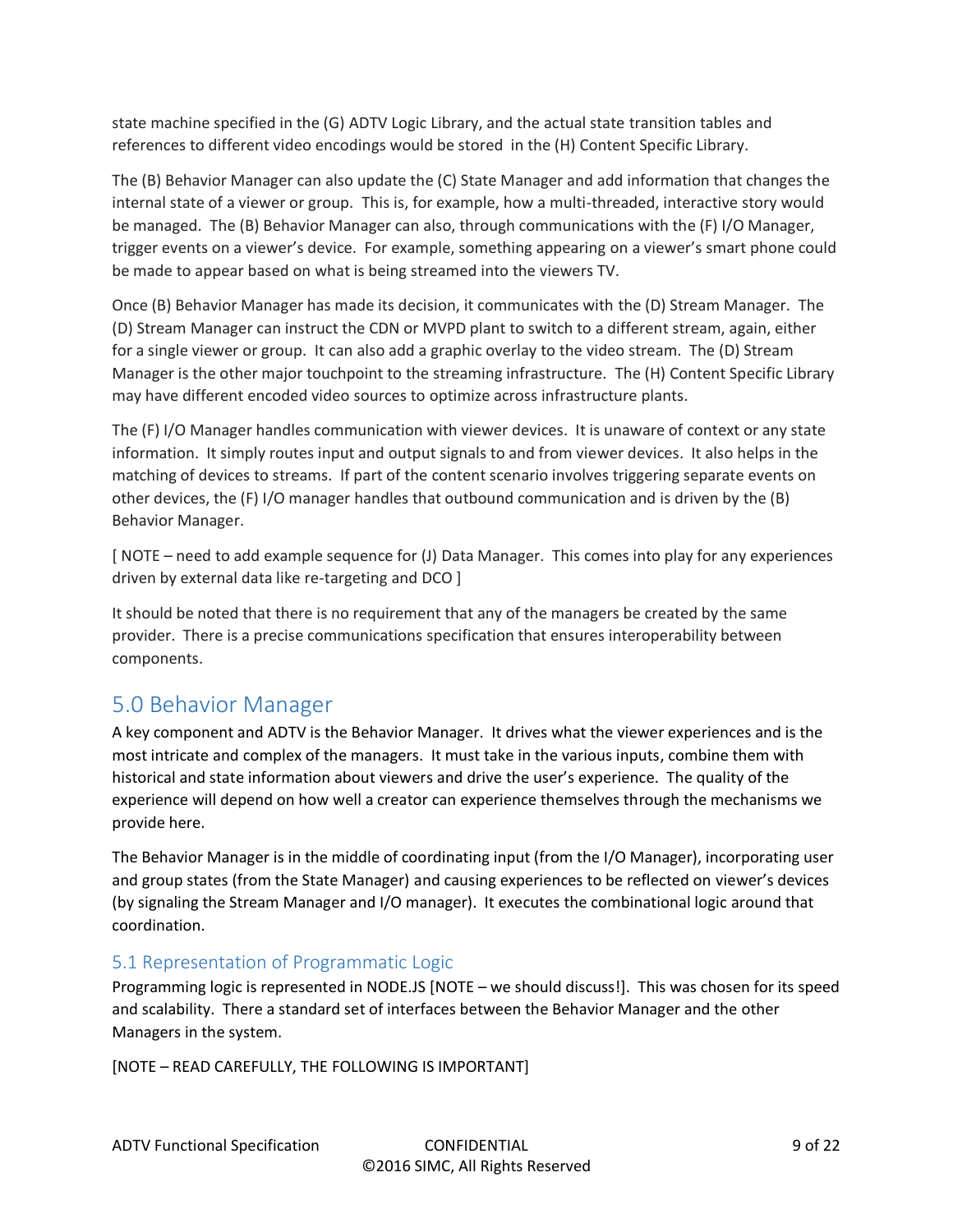state machine specified in the (G) ADTV Logic Library, and the actual state transition tables and references to different video encodings would be stored in the (H) Content Specific Library.

The (B) Behavior Manager can also update the (C) State Manager and add information that changes the internal state of a viewer or group. This is, for example, how a multi-threaded, interactive story would be managed. The (B) Behavior Manager can also, through communications with the (F) I/O Manager, trigger events on a viewer's device. For example, something appearing on a viewer's smart phone could be made to appear based on what is being streamed into the viewers TV.

Once (B) Behavior Manager has made its decision, it communicates with the (D) Stream Manager. The (D) Stream Manager can instruct the CDN or MVPD plant to switch to a different stream, again, either for a single viewer or group. It can also add a graphic overlay to the video stream. The (D) Stream Manager is the other major touchpoint to the streaming infrastructure. The (H) Content Specific Library may have different encoded video sources to optimize across infrastructure plants.

The (F) I/O Manager handles communication with viewer devices. It is unaware of context or any state information. It simply routes input and output signals to and from viewer devices. It also helps in the matching of devices to streams. If part of the content scenario involves triggering separate events on other devices, the (F) I/O manager handles that outbound communication and is driven by the (B) Behavior Manager.

[ NOTE – need to add example sequence for (J) Data Manager. This comes into play for any experiences driven by external data like re-targeting and DCO ]

It should be noted that there is no requirement that any of the managers be created by the same provider. There is a precise communications specification that ensures interoperability between components.

# 5.0 Behavior Manager

A key component and ADTV is the Behavior Manager. It drives what the viewer experiences and is the most intricate and complex of the managers. It must take in the various inputs, combine them with historical and state information about viewers and drive the user's experience. The quality of the experience will depend on how well a creator can experience themselves through the mechanisms we provide here.

The Behavior Manager is in the middle of coordinating input (from the I/O Manager), incorporating user and group states (from the State Manager) and causing experiences to be reflected on viewer's devices (by signaling the Stream Manager and I/O manager). It executes the combinational logic around that coordination.

## 5.1 Representation of Programmatic Logic

Programming logic is represented in NODE.JS [NOTE – we should discuss!]. This was chosen for its speed and scalability. There a standard set of interfaces between the Behavior Manager and the other Managers in the system.

[NOTE – READ CAREFULLY, THE FOLLOWING IS IMPORTANT]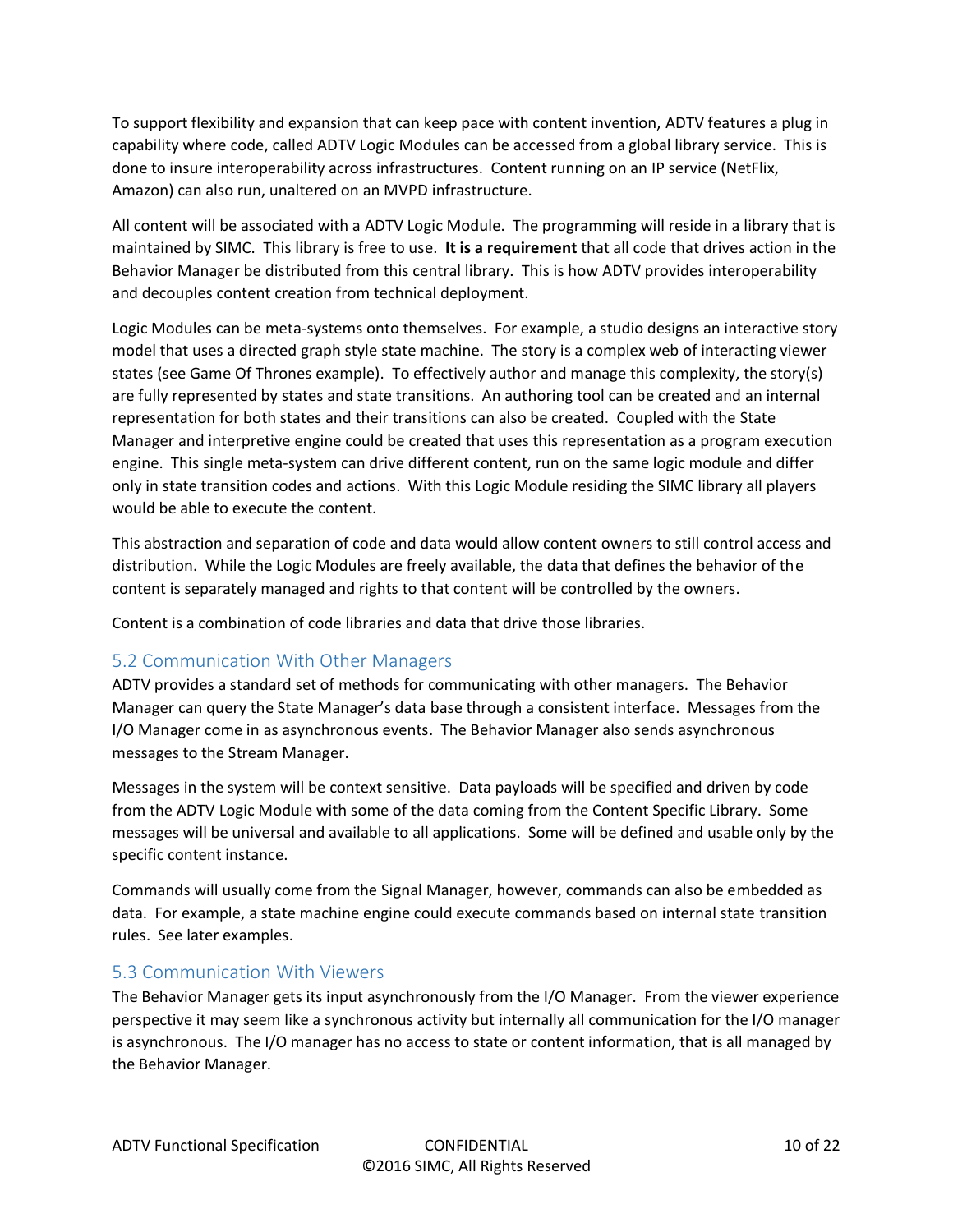To support flexibility and expansion that can keep pace with content invention, ADTV features a plug in capability where code, called ADTV Logic Modules can be accessed from a global library service. This is done to insure interoperability across infrastructures. Content running on an IP service (NetFlix, Amazon) can also run, unaltered on an MVPD infrastructure.

All content will be associated with a ADTV Logic Module. The programming will reside in a library that is maintained by SIMC. This library is free to use. **It is a requirement** that all code that drives action in the Behavior Manager be distributed from this central library. This is how ADTV provides interoperability and decouples content creation from technical deployment.

Logic Modules can be meta-systems onto themselves. For example, a studio designs an interactive story model that uses a directed graph style state machine. The story is a complex web of interacting viewer states (see Game Of Thrones example). To effectively author and manage this complexity, the story(s) are fully represented by states and state transitions. An authoring tool can be created and an internal representation for both states and their transitions can also be created. Coupled with the State Manager and interpretive engine could be created that uses this representation as a program execution engine. This single meta-system can drive different content, run on the same logic module and differ only in state transition codes and actions. With this Logic Module residing the SIMC library all players would be able to execute the content.

This abstraction and separation of code and data would allow content owners to still control access and distribution. While the Logic Modules are freely available, the data that defines the behavior of the content is separately managed and rights to that content will be controlled by the owners.

Content is a combination of code libraries and data that drive those libraries.

## 5.2 Communication With Other Managers

ADTV provides a standard set of methods for communicating with other managers. The Behavior Manager can query the State Manager's data base through a consistent interface. Messages from the I/O Manager come in as asynchronous events. The Behavior Manager also sends asynchronous messages to the Stream Manager.

Messages in the system will be context sensitive. Data payloads will be specified and driven by code from the ADTV Logic Module with some of the data coming from the Content Specific Library. Some messages will be universal and available to all applications. Some will be defined and usable only by the specific content instance.

Commands will usually come from the Signal Manager, however, commands can also be embedded as data. For example, a state machine engine could execute commands based on internal state transition rules. See later examples.

## 5.3 Communication With Viewers

The Behavior Manager gets its input asynchronously from the I/O Manager. From the viewer experience perspective it may seem like a synchronous activity but internally all communication for the I/O manager is asynchronous. The I/O manager has no access to state or content information, that is all managed by the Behavior Manager.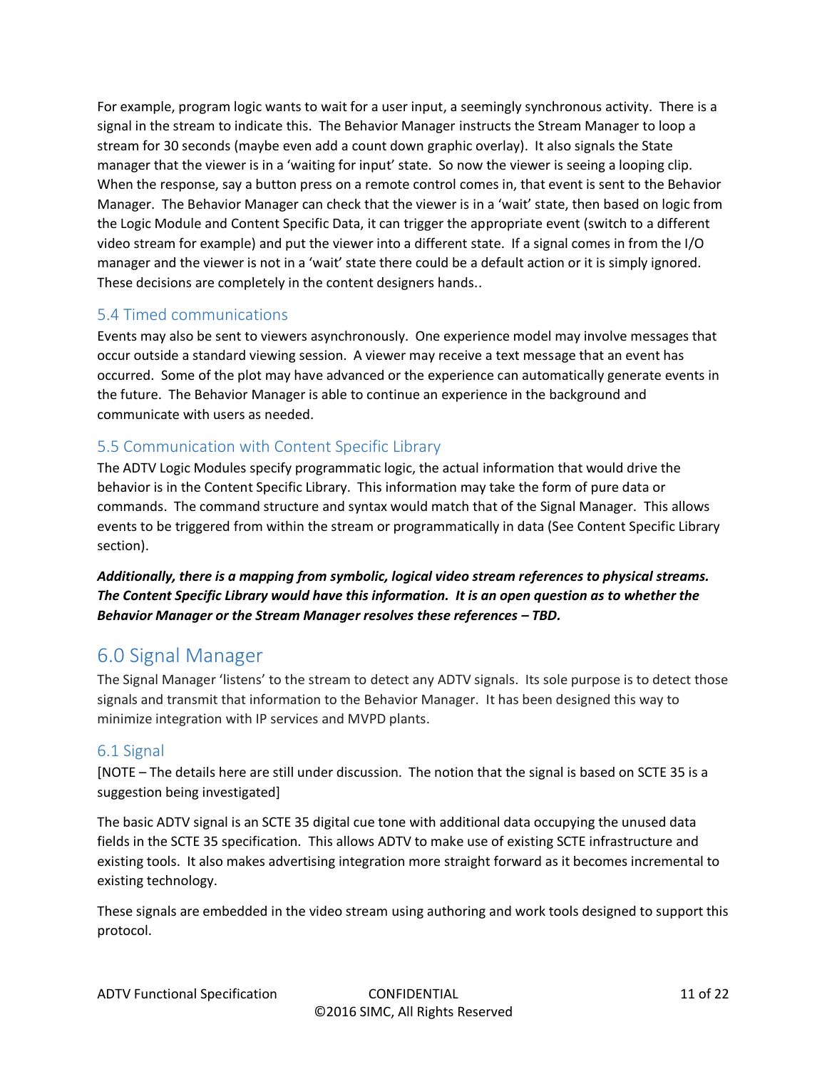For example, program logic wants to wait for a user input, a seemingly synchronous activity. There is a signal in the stream to indicate this. The Behavior Manager instructs the Stream Manager to loop a stream for 30 seconds (maybe even add a count down graphic overlay). It also signals the State manager that the viewer is in a 'waiting for input' state. So now the viewer is seeing a looping clip. When the response, say a button press on a remote control comes in, that event is sent to the Behavior Manager. The Behavior Manager can check that the viewer is in a 'wait' state, then based on logic from the Logic Module and Content Specific Data, it can trigger the appropriate event (switch to a different video stream for example) and put the viewer into a different state. If a signal comes in from the I/O manager and the viewer is not in a 'wait' state there could be a default action or it is simply ignored. These decisions are completely in the content designers hands..

### 5.4 Timed communications

Events may also be sent to viewers asynchronously. One experience model may involve messages that occur outside a standard viewing session. A viewer may receive a text message that an event has occurred. Some of the plot may have advanced or the experience can automatically generate events in the future. The Behavior Manager is able to continue an experience in the background and communicate with users as needed.

### 5.5 Communication with Content Specific Library

The ADTV Logic Modules specify programmatic logic, the actual information that would drive the behavior is in the Content Specific Library. This information may take the form of pure data or commands. The command structure and syntax would match that of the Signal Manager. This allows events to be triggered from within the stream or programmatically in data (See Content Specific Library section).

***Additionally, there is a mapping from symbolic, logical video stream references to physical streams. The Content Specific Library would have this information. It is an open question as to whether the Behavior Manager or the Stream Manager resolves these references – TBD.***

## 6.0 Signal Manager

The Signal Manager 'listens' to the stream to detect any ADTV signals. Its sole purpose is to detect those signals and transmit that information to the Behavior Manager. It has been designed this way to minimize integration with IP services and MVPD plants.

### 6.1 Signal

[NOTE – The details here are still under discussion. The notion that the signal is based on SCTE 35 is a suggestion being investigated]

The basic ADTV signal is an SCTE 35 digital cue tone with additional data occupying the unused data fields in the SCTE 35 specification. This allows ADTV to make use of existing SCTE infrastructure and existing tools. It also makes advertising integration more straight forward as it becomes incremental to existing technology.

These signals are embedded in the video stream using authoring and work tools designed to support this protocol.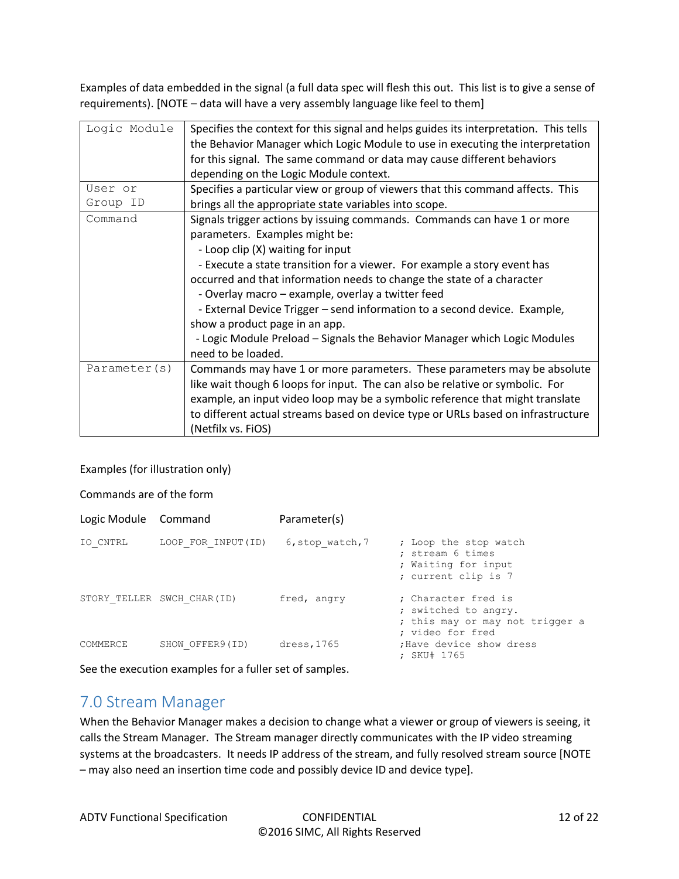Examples of data embedded in the signal (a full data spec will flesh this out. This list is to give a sense of requirements). [NOTE – data will have a very assembly language like feel to them]

| | |
|---|---|
| `Logic Module` | Specifies the context for this signal and helps guides its interpretation. This tells the Behavior Manager which Logic Module to use in executing the interpretation for this signal. The same command or data may cause different behaviors depending on the Logic Module context. |
| `User or Group ID` | Specifies a particular view or group of viewers that this command affects. This brings all the appropriate state variables into scope. |
| `Command` | Signals trigger actions by issuing commands. Commands can have 1 or more parameters. Examples might be:<br>- Loop clip (X) waiting for input<br>- Execute a state transition for a viewer. For example a story event has occurred and that information needs to change the state of a character<br>- Overlay macro – example, overlay a twitter feed<br>- External Device Trigger – send information to a second device. Example, show a product page in an app.<br>- Logic Module Preload – Signals the Behavior Manager which Logic Modules need to be loaded. |
| `Parameter(s)` | Commands may have 1 or more parameters. These parameters may be absolute like wait though 6 loops for input. The can also be relative or symbolic. For example, an input video loop may be a symbolic reference that might translate to different actual streams based on device type or URLs based on infrastructure (Netfilx vs. FiOS) |

Examples (for illustration only)

Commands are of the form

| Logic Module | Command | Parameter(s) | |
|---|---|---|---|
| `IO_CNTRL` | `LOOP_FOR_INPUT(ID)` | `6,stop_watch,7` | `; Loop the stop watch`<br>`; stream 6 times`<br>`; Waiting for input`<br>`; current clip is 7` |
| `STORY_TELLER` | `SWCH_CHAR(ID)` | `fred, angry` | `; Character fred is`<br>`; switched to angry.`<br>`; this may or may not trigger a`<br>`; video for fred` |
| `COMMERCE` | `SHOW_OFFER9(ID)` | `dress,1765` | `;Have device show dress`<br>`; SKU# 1765` |

See the execution examples for a fuller set of samples.

## 7.0 Stream Manager

When the Behavior Manager makes a decision to change what a viewer or group of viewers is seeing, it calls the Stream Manager. The Stream manager directly communicates with the IP video streaming systems at the broadcasters. It needs IP address of the stream, and fully resolved stream source [NOTE – may also need an insertion time code and possibly device ID and device type].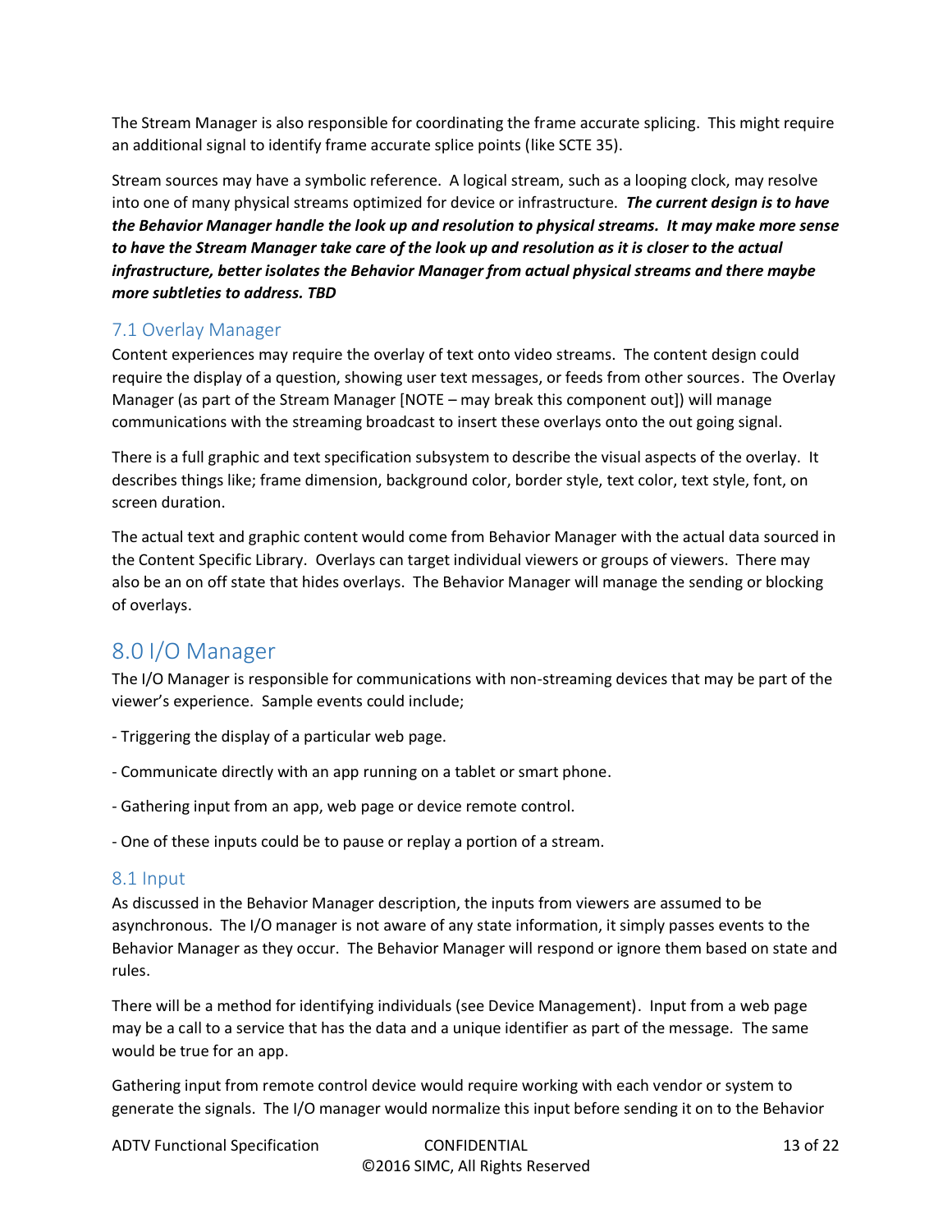The Stream Manager is also responsible for coordinating the frame accurate splicing. This might require an additional signal to identify frame accurate splice points (like SCTE 35).

Stream sources may have a symbolic reference. A logical stream, such as a looping clock, may resolve into one of many physical streams optimized for device or infrastructure. ***The current design is to have the Behavior Manager handle the look up and resolution to physical streams. It may make more sense to have the Stream Manager take care of the look up and resolution as it is closer to the actual infrastructure, better isolates the Behavior Manager from actual physical streams and there maybe more subtleties to address. TBD***

## 7.1 Overlay Manager

Content experiences may require the overlay of text onto video streams. The content design could require the display of a question, showing user text messages, or feeds from other sources. The Overlay Manager (as part of the Stream Manager [NOTE – may break this component out]) will manage communications with the streaming broadcast to insert these overlays onto the out going signal.

There is a full graphic and text specification subsystem to describe the visual aspects of the overlay. It describes things like; frame dimension, background color, border style, text color, text style, font, on screen duration.

The actual text and graphic content would come from Behavior Manager with the actual data sourced in the Content Specific Library. Overlays can target individual viewers or groups of viewers. There may also be an on off state that hides overlays. The Behavior Manager will manage the sending or blocking of overlays.

# 8.0 I/O Manager

The I/O Manager is responsible for communications with non-streaming devices that may be part of the viewer's experience. Sample events could include;

- Triggering the display of a particular web page.

- Communicate directly with an app running on a tablet or smart phone.

- Gathering input from an app, web page or device remote control.

- One of these inputs could be to pause or replay a portion of a stream.

## 8.1 Input

As discussed in the Behavior Manager description, the inputs from viewers are assumed to be asynchronous. The I/O manager is not aware of any state information, it simply passes events to the Behavior Manager as they occur. The Behavior Manager will respond or ignore them based on state and rules.

There will be a method for identifying individuals (see Device Management). Input from a web page may be a call to a service that has the data and a unique identifier as part of the message. The same would be true for an app.

Gathering input from remote control device would require working with each vendor or system to generate the signals. The I/O manager would normalize this input before sending it on to the Behavior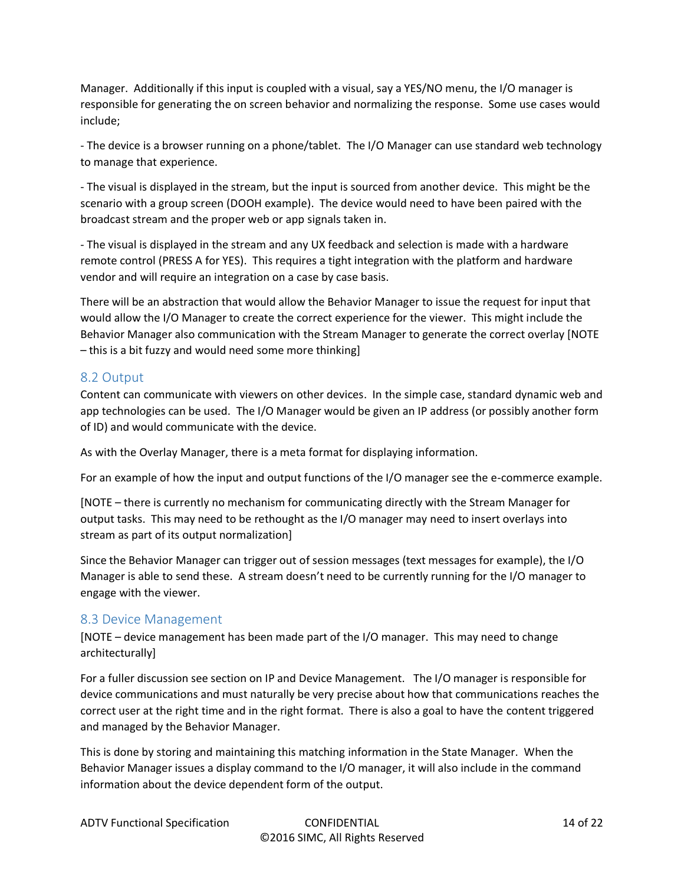Manager. Additionally if this input is coupled with a visual, say a YES/NO menu, the I/O manager is responsible for generating the on screen behavior and normalizing the response. Some use cases would include;

- The device is a browser running on a phone/tablet. The I/O Manager can use standard web technology to manage that experience.

- The visual is displayed in the stream, but the input is sourced from another device. This might be the scenario with a group screen (DOOH example). The device would need to have been paired with the broadcast stream and the proper web or app signals taken in.

- The visual is displayed in the stream and any UX feedback and selection is made with a hardware remote control (PRESS A for YES). This requires a tight integration with the platform and hardware vendor and will require an integration on a case by case basis.

There will be an abstraction that would allow the Behavior Manager to issue the request for input that would allow the I/O Manager to create the correct experience for the viewer. This might include the Behavior Manager also communication with the Stream Manager to generate the correct overlay [NOTE – this is a bit fuzzy and would need some more thinking]

## 8.2 Output

Content can communicate with viewers on other devices. In the simple case, standard dynamic web and app technologies can be used. The I/O Manager would be given an IP address (or possibly another form of ID) and would communicate with the device.

As with the Overlay Manager, there is a meta format for displaying information.

For an example of how the input and output functions of the I/O manager see the e-commerce example.

[NOTE – there is currently no mechanism for communicating directly with the Stream Manager for output tasks. This may need to be rethought as the I/O manager may need to insert overlays into stream as part of its output normalization]

Since the Behavior Manager can trigger out of session messages (text messages for example), the I/O Manager is able to send these. A stream doesn't need to be currently running for the I/O manager to engage with the viewer.

## 8.3 Device Management

[NOTE – device management has been made part of the I/O manager. This may need to change architecturally]

For a fuller discussion see section on IP and Device Management. The I/O manager is responsible for device communications and must naturally be very precise about how that communications reaches the correct user at the right time and in the right format. There is also a goal to have the content triggered and managed by the Behavior Manager.

This is done by storing and maintaining this matching information in the State Manager. When the Behavior Manager issues a display command to the I/O manager, it will also include in the command information about the device dependent form of the output.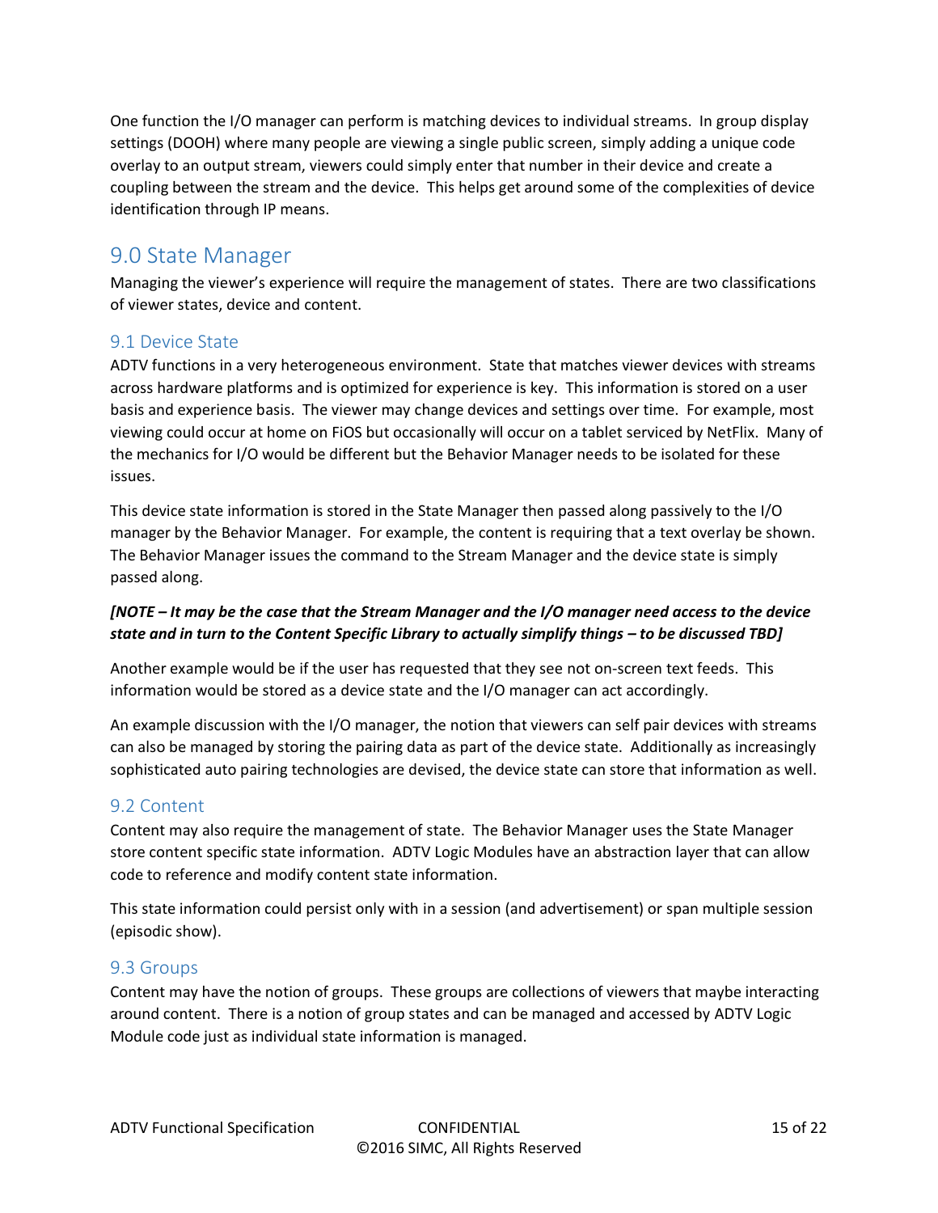One function the I/O manager can perform is matching devices to individual streams. In group display settings (DOOH) where many people are viewing a single public screen, simply adding a unique code overlay to an output stream, viewers could simply enter that number in their device and create a coupling between the stream and the device. This helps get around some of the complexities of device identification through IP means.

# 9.0 State Manager

Managing the viewer's experience will require the management of states. There are two classifications of viewer states, device and content.

## 9.1 Device State

ADTV functions in a very heterogeneous environment. State that matches viewer devices with streams across hardware platforms and is optimized for experience is key. This information is stored on a user basis and experience basis. The viewer may change devices and settings over time. For example, most viewing could occur at home on FiOS but occasionally will occur on a tablet serviced by NetFlix. Many of the mechanics for I/O would be different but the Behavior Manager needs to be isolated for these issues.

This device state information is stored in the State Manager then passed along passively to the I/O manager by the Behavior Manager. For example, the content is requiring that a text overlay be shown. The Behavior Manager issues the command to the Stream Manager and the device state is simply passed along.

***[NOTE – It may be the case that the Stream Manager and the I/O manager need access to the device state and in turn to the Content Specific Library to actually simplify things – to be discussed TBD]***

Another example would be if the user has requested that they see not on-screen text feeds. This information would be stored as a device state and the I/O manager can act accordingly.

An example discussion with the I/O manager, the notion that viewers can self pair devices with streams can also be managed by storing the pairing data as part of the device state. Additionally as increasingly sophisticated auto pairing technologies are devised, the device state can store that information as well.

## 9.2 Content

Content may also require the management of state. The Behavior Manager uses the State Manager store content specific state information. ADTV Logic Modules have an abstraction layer that can allow code to reference and modify content state information.

This state information could persist only with in a session (and advertisement) or span multiple session (episodic show).

## 9.3 Groups

Content may have the notion of groups. These groups are collections of viewers that maybe interacting around content. There is a notion of group states and can be managed and accessed by ADTV Logic Module code just as individual state information is managed.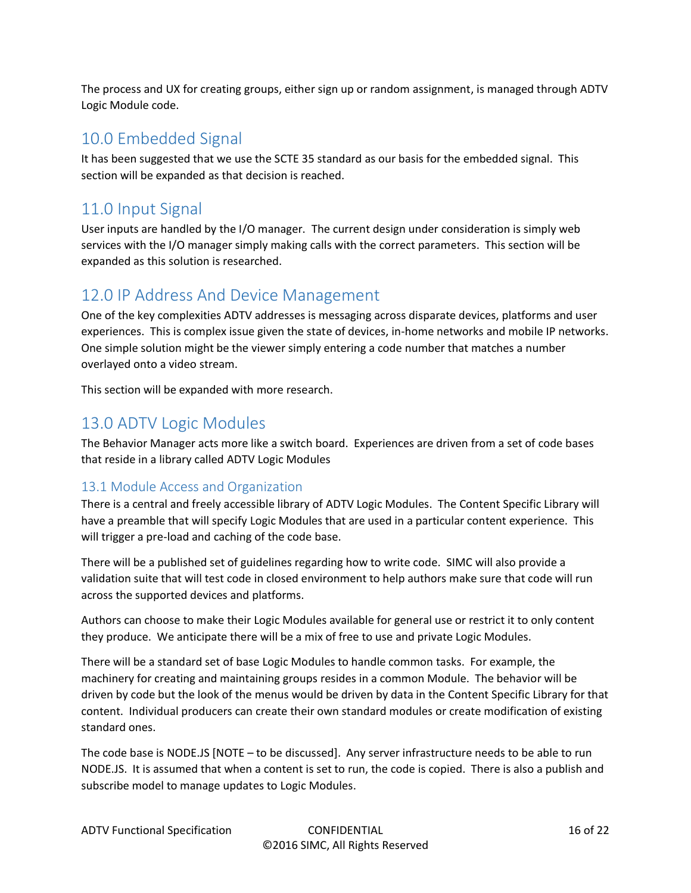The process and UX for creating groups, either sign up or random assignment, is managed through ADTV Logic Module code.

## 10.0 Embedded Signal

It has been suggested that we use the SCTE 35 standard as our basis for the embedded signal. This section will be expanded as that decision is reached.

## 11.0 Input Signal

User inputs are handled by the I/O manager. The current design under consideration is simply web services with the I/O manager simply making calls with the correct parameters. This section will be expanded as this solution is researched.

## 12.0 IP Address And Device Management

One of the key complexities ADTV addresses is messaging across disparate devices, platforms and user experiences. This is complex issue given the state of devices, in-home networks and mobile IP networks. One simple solution might be the viewer simply entering a code number that matches a number overlayed onto a video stream.

This section will be expanded with more research.

## 13.0 ADTV Logic Modules

The Behavior Manager acts more like a switch board. Experiences are driven from a set of code bases that reside in a library called ADTV Logic Modules

### 13.1 Module Access and Organization

There is a central and freely accessible library of ADTV Logic Modules. The Content Specific Library will have a preamble that will specify Logic Modules that are used in a particular content experience. This will trigger a pre-load and caching of the code base.

There will be a published set of guidelines regarding how to write code. SIMC will also provide a validation suite that will test code in closed environment to help authors make sure that code will run across the supported devices and platforms.

Authors can choose to make their Logic Modules available for general use or restrict it to only content they produce. We anticipate there will be a mix of free to use and private Logic Modules.

There will be a standard set of base Logic Modules to handle common tasks. For example, the machinery for creating and maintaining groups resides in a common Module. The behavior will be driven by code but the look of the menus would be driven by data in the Content Specific Library for that content. Individual producers can create their own standard modules or create modification of existing standard ones.

The code base is NODE.JS [NOTE – to be discussed]. Any server infrastructure needs to be able to run NODE.JS. It is assumed that when a content is set to run, the code is copied. There is also a publish and subscribe model to manage updates to Logic Modules.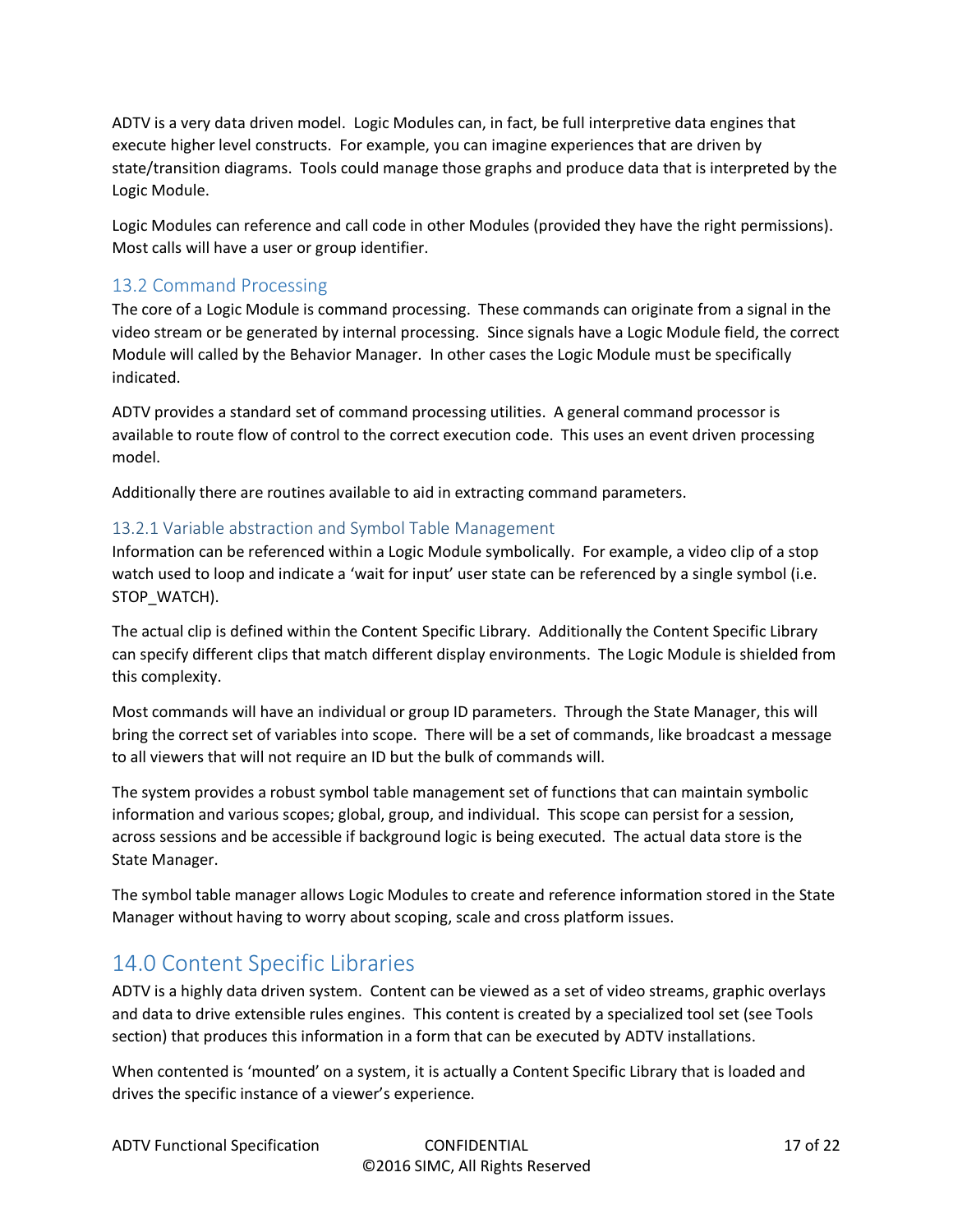ADTV is a very data driven model. Logic Modules can, in fact, be full interpretive data engines that execute higher level constructs. For example, you can imagine experiences that are driven by state/transition diagrams. Tools could manage those graphs and produce data that is interpreted by the Logic Module.

Logic Modules can reference and call code in other Modules (provided they have the right permissions). Most calls will have a user or group identifier.

## 13.2 Command Processing

The core of a Logic Module is command processing. These commands can originate from a signal in the video stream or be generated by internal processing. Since signals have a Logic Module field, the correct Module will called by the Behavior Manager. In other cases the Logic Module must be specifically indicated.

ADTV provides a standard set of command processing utilities. A general command processor is available to route flow of control to the correct execution code. This uses an event driven processing model.

Additionally there are routines available to aid in extracting command parameters.

### 13.2.1 Variable abstraction and Symbol Table Management

Information can be referenced within a Logic Module symbolically. For example, a video clip of a stop watch used to loop and indicate a 'wait for input' user state can be referenced by a single symbol (i.e. STOP_WATCH).

The actual clip is defined within the Content Specific Library. Additionally the Content Specific Library can specify different clips that match different display environments. The Logic Module is shielded from this complexity.

Most commands will have an individual or group ID parameters. Through the State Manager, this will bring the correct set of variables into scope. There will be a set of commands, like broadcast a message to all viewers that will not require an ID but the bulk of commands will.

The system provides a robust symbol table management set of functions that can maintain symbolic information and various scopes; global, group, and individual. This scope can persist for a session, across sessions and be accessible if background logic is being executed. The actual data store is the State Manager.

The symbol table manager allows Logic Modules to create and reference information stored in the State Manager without having to worry about scoping, scale and cross platform issues.

# 14.0 Content Specific Libraries

ADTV is a highly data driven system. Content can be viewed as a set of video streams, graphic overlays and data to drive extensible rules engines. This content is created by a specialized tool set (see Tools section) that produces this information in a form that can be executed by ADTV installations.

When contented is 'mounted' on a system, it is actually a Content Specific Library that is loaded and drives the specific instance of a viewer's experience.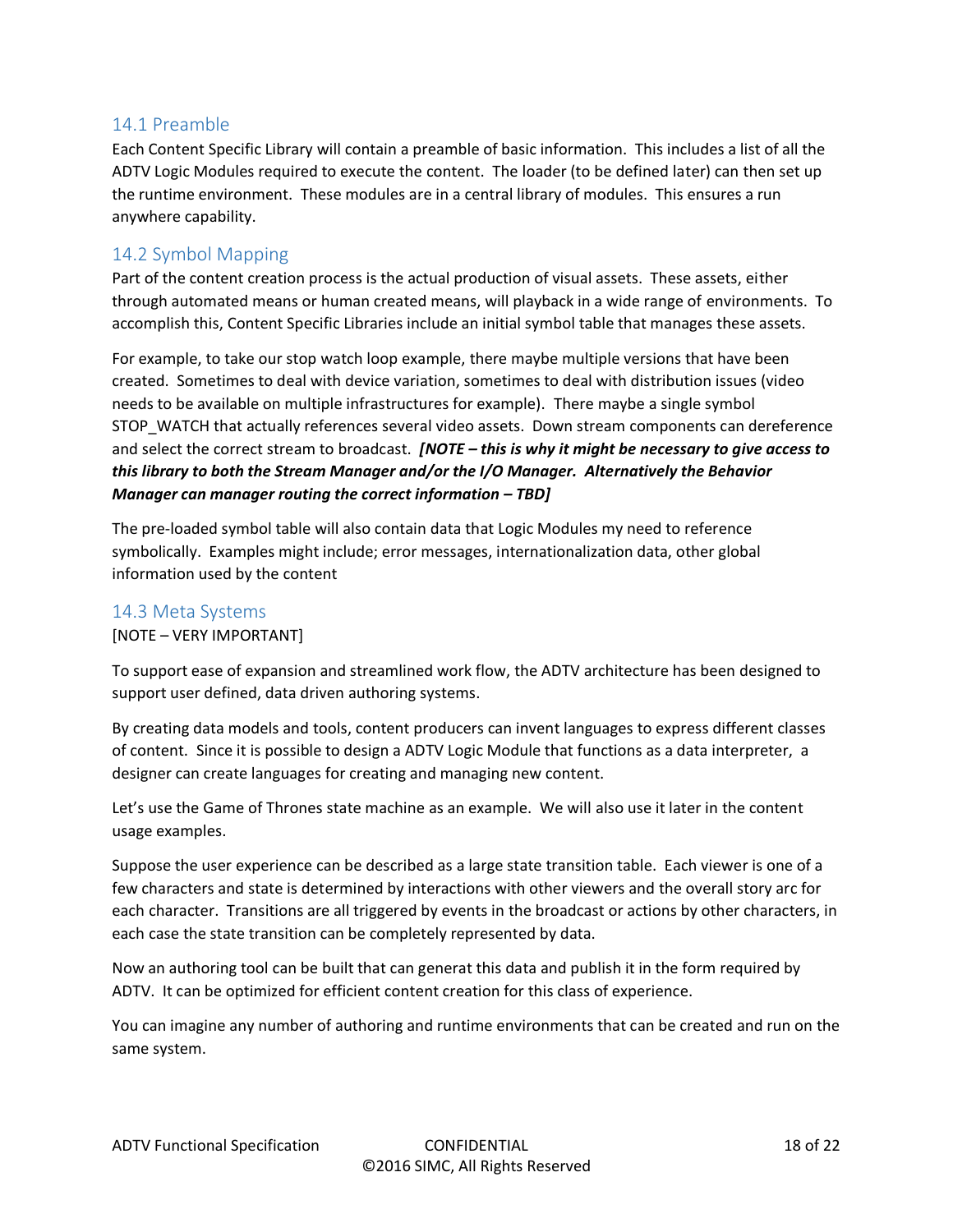## 14.1 Preamble

Each Content Specific Library will contain a preamble of basic information. This includes a list of all the ADTV Logic Modules required to execute the content. The loader (to be defined later) can then set up the runtime environment. These modules are in a central library of modules. This ensures a run anywhere capability.

## 14.2 Symbol Mapping

Part of the content creation process is the actual production of visual assets. These assets, either through automated means or human created means, will playback in a wide range of environments. To accomplish this, Content Specific Libraries include an initial symbol table that manages these assets.

For example, to take our stop watch loop example, there maybe multiple versions that have been created. Sometimes to deal with device variation, sometimes to deal with distribution issues (video needs to be available on multiple infrastructures for example). There maybe a single symbol STOP_WATCH that actually references several video assets. Down stream components can dereference and select the correct stream to broadcast. ***[NOTE – this is why it might be necessary to give access to this library to both the Stream Manager and/or the I/O Manager. Alternatively the Behavior Manager can manager routing the correct information – TBD]***

The pre-loaded symbol table will also contain data that Logic Modules my need to reference symbolically. Examples might include; error messages, internationalization data, other global information used by the content

## 14.3 Meta Systems

[NOTE – VERY IMPORTANT]

To support ease of expansion and streamlined work flow, the ADTV architecture has been designed to support user defined, data driven authoring systems.

By creating data models and tools, content producers can invent languages to express different classes of content. Since it is possible to design a ADTV Logic Module that functions as a data interpreter, a designer can create languages for creating and managing new content.

Let's use the Game of Thrones state machine as an example. We will also use it later in the content usage examples.

Suppose the user experience can be described as a large state transition table. Each viewer is one of a few characters and state is determined by interactions with other viewers and the overall story arc for each character. Transitions are all triggered by events in the broadcast or actions by other characters, in each case the state transition can be completely represented by data.

Now an authoring tool can be built that can generat this data and publish it in the form required by ADTV. It can be optimized for efficient content creation for this class of experience.

You can imagine any number of authoring and runtime environments that can be created and run on the same system.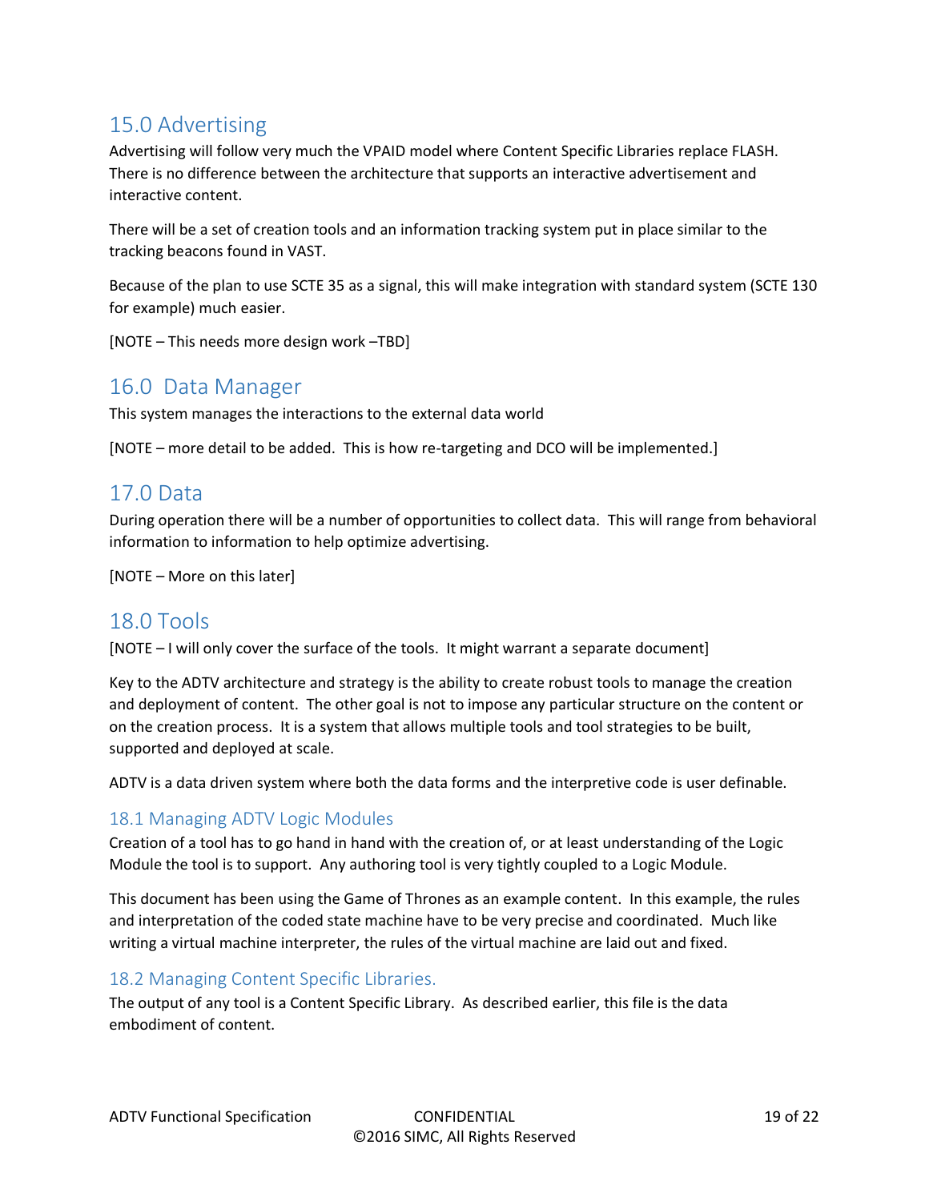## 15.0 Advertising

Advertising will follow very much the VPAID model where Content Specific Libraries replace FLASH. There is no difference between the architecture that supports an interactive advertisement and interactive content.

There will be a set of creation tools and an information tracking system put in place similar to the tracking beacons found in VAST.

Because of the plan to use SCTE 35 as a signal, this will make integration with standard system (SCTE 130 for example) much easier.

[NOTE – This needs more design work –TBD]

## 16.0 Data Manager

This system manages the interactions to the external data world

[NOTE – more detail to be added. This is how re-targeting and DCO will be implemented.]

## 17.0 Data

During operation there will be a number of opportunities to collect data. This will range from behavioral information to information to help optimize advertising.

[NOTE – More on this later]

## 18.0 Tools

[NOTE – I will only cover the surface of the tools. It might warrant a separate document]

Key to the ADTV architecture and strategy is the ability to create robust tools to manage the creation and deployment of content. The other goal is not to impose any particular structure on the content or on the creation process. It is a system that allows multiple tools and tool strategies to be built, supported and deployed at scale.

ADTV is a data driven system where both the data forms and the interpretive code is user definable.

### 18.1 Managing ADTV Logic Modules

Creation of a tool has to go hand in hand with the creation of, or at least understanding of the Logic Module the tool is to support. Any authoring tool is very tightly coupled to a Logic Module.

This document has been using the Game of Thrones as an example content. In this example, the rules and interpretation of the coded state machine have to be very precise and coordinated. Much like writing a virtual machine interpreter, the rules of the virtual machine are laid out and fixed.

### 18.2 Managing Content Specific Libraries.

The output of any tool is a Content Specific Library. As described earlier, this file is the data embodiment of content.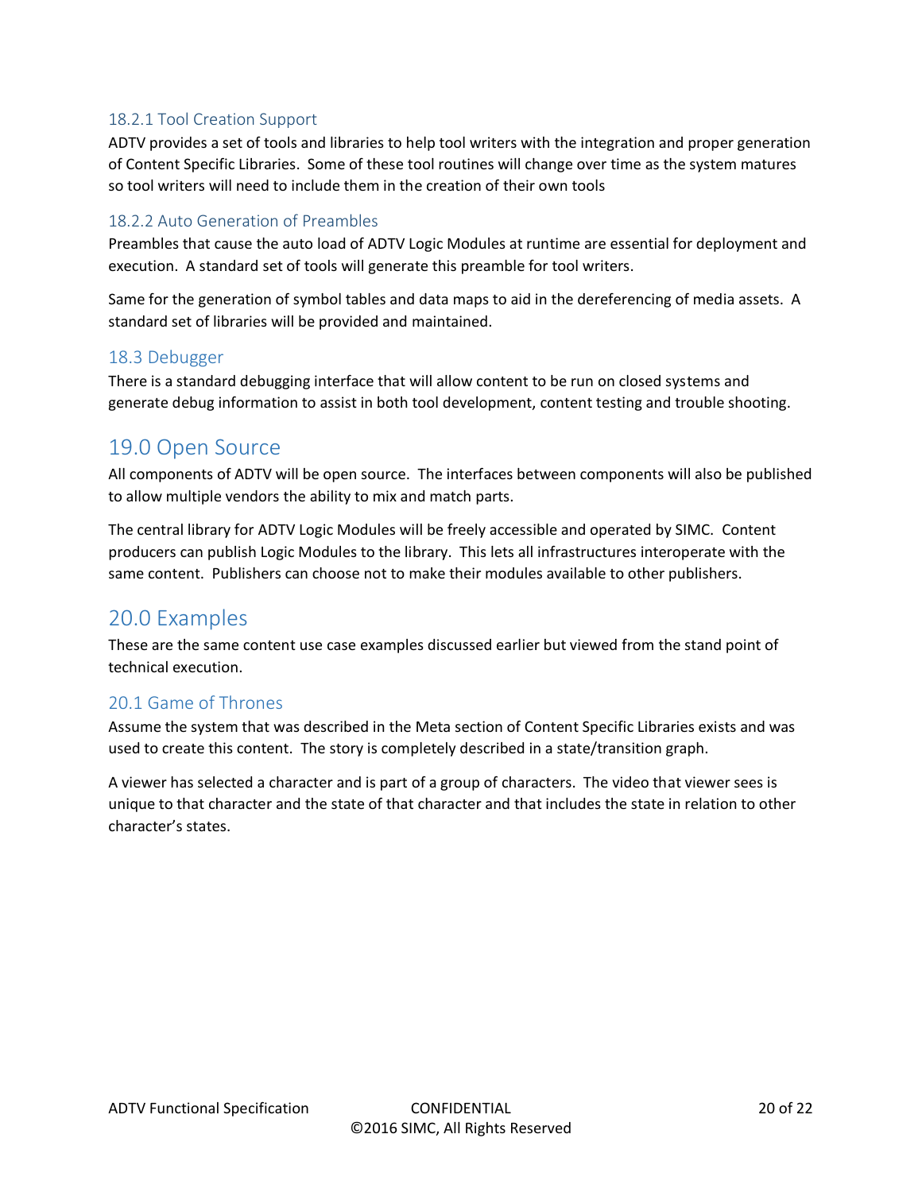### 18.2.1 Tool Creation Support

ADTV provides a set of tools and libraries to help tool writers with the integration and proper generation of Content Specific Libraries. Some of these tool routines will change over time as the system matures so tool writers will need to include them in the creation of their own tools

### 18.2.2 Auto Generation of Preambles

Preambles that cause the auto load of ADTV Logic Modules at runtime are essential for deployment and execution. A standard set of tools will generate this preamble for tool writers.

Same for the generation of symbol tables and data maps to aid in the dereferencing of media assets. A standard set of libraries will be provided and maintained.

## 18.3 Debugger

There is a standard debugging interface that will allow content to be run on closed systems and generate debug information to assist in both tool development, content testing and trouble shooting.

# 19.0 Open Source

All components of ADTV will be open source. The interfaces between components will also be published to allow multiple vendors the ability to mix and match parts.

The central library for ADTV Logic Modules will be freely accessible and operated by SIMC. Content producers can publish Logic Modules to the library. This lets all infrastructures interoperate with the same content. Publishers can choose not to make their modules available to other publishers.

# 20.0 Examples

These are the same content use case examples discussed earlier but viewed from the stand point of technical execution.

## 20.1 Game of Thrones

Assume the system that was described in the Meta section of Content Specific Libraries exists and was used to create this content. The story is completely described in a state/transition graph.

A viewer has selected a character and is part of a group of characters. The video that viewer sees is unique to that character and the state of that character and that includes the state in relation to other character's states.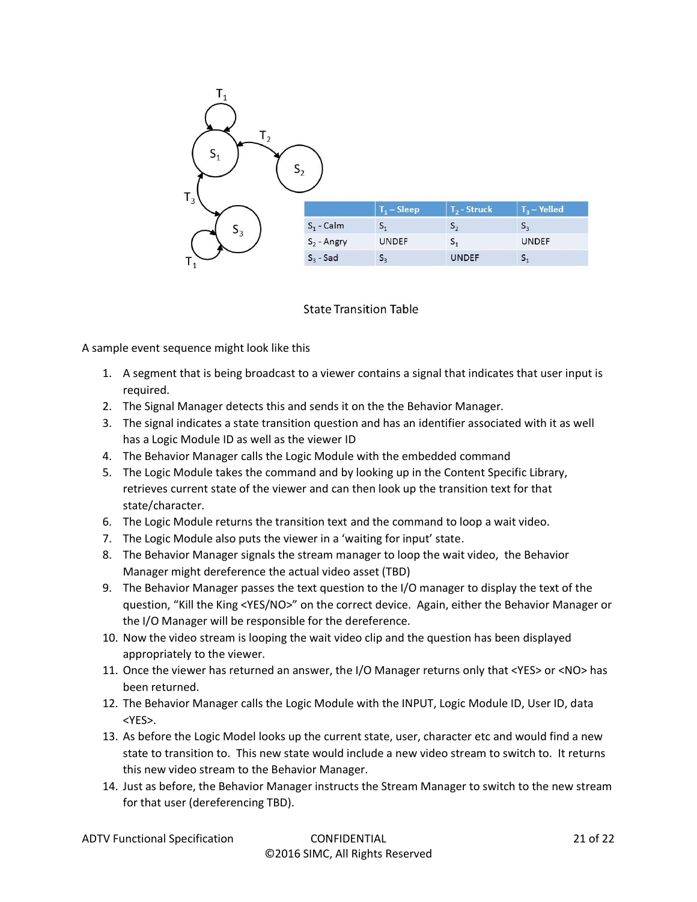|  | $T_1$ – Sleep | $T_2$ - Struck | $T_3$ – Yelled |
|---|---|---|---|
| $S_1$ - Calm | $S_1$ | $S_2$ | $S_3$ |
| $S_2$ - Angry | UNDEF | $S_1$ | UNDEF |
| $S_3$ - Sad | $S_3$ | UNDEF | $S_1$ |

State Transition Table

A sample event sequence might look like this

1. A segment that is being broadcast to a viewer contains a signal that indicates that user input is required.
2. The Signal Manager detects this and sends it on the the Behavior Manager.
3. The signal indicates a state transition question and has an identifier associated with it as well has a Logic Module ID as well as the viewer ID
4. The Behavior Manager calls the Logic Module with the embedded command
5. The Logic Module takes the command and by looking up in the Content Specific Library, retrieves current state of the viewer and can then look up the transition text for that state/character.
6. The Logic Module returns the transition text and the command to loop a wait video.
7. The Logic Module also puts the viewer in a 'waiting for input' state.
8. The Behavior Manager signals the stream manager to loop the wait video, the Behavior Manager might dereference the actual video asset (TBD)
9. The Behavior Manager passes the text question to the I/O manager to display the text of the question, "Kill the King <YES/NO>" on the correct device. Again, either the Behavior Manager or the I/O Manager will be responsible for the dereference.
10. Now the video stream is looping the wait video clip and the question has been displayed appropriately to the viewer.
11. Once the viewer has returned an answer, the I/O Manager returns only that <YES> or <NO> has been returned.
12. The Behavior Manager calls the Logic Module with the INPUT, Logic Module ID, User ID, data <YES>.
13. As before the Logic Model looks up the current state, user, character etc and would find a new state to transition to. This new state would include a new video stream to switch to. It returns this new video stream to the Behavior Manager.
14. Just as before, the Behavior Manager instructs the Stream Manager to switch to the new stream for that user (dereferencing TBD).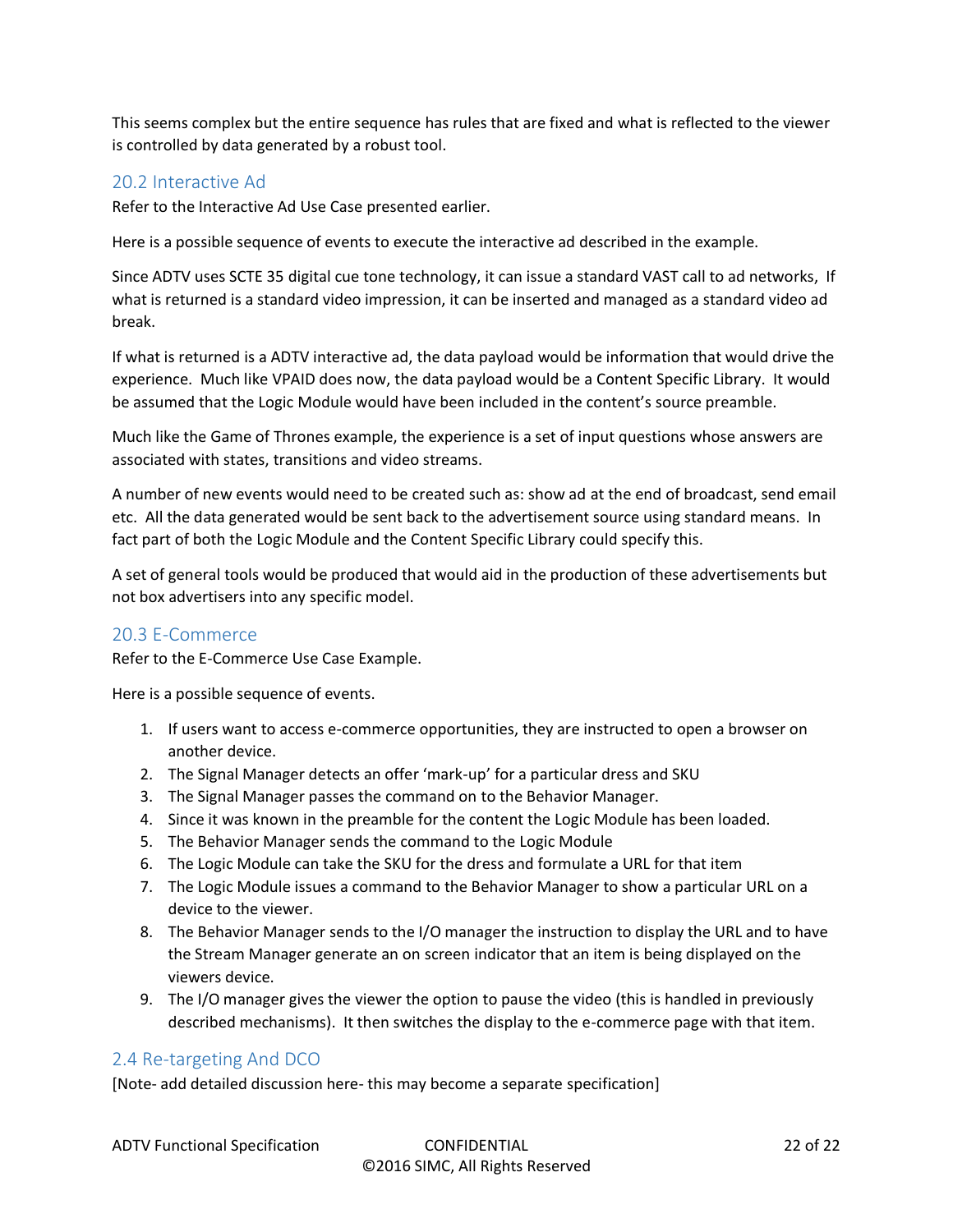This seems complex but the entire sequence has rules that are fixed and what is reflected to the viewer is controlled by data generated by a robust tool.

## 20.2 Interactive Ad

Refer to the Interactive Ad Use Case presented earlier.

Here is a possible sequence of events to execute the interactive ad described in the example.

Since ADTV uses SCTE 35 digital cue tone technology, it can issue a standard VAST call to ad networks, If what is returned is a standard video impression, it can be inserted and managed as a standard video ad break.

If what is returned is a ADTV interactive ad, the data payload would be information that would drive the experience. Much like VPAID does now, the data payload would be a Content Specific Library. It would be assumed that the Logic Module would have been included in the content's source preamble.

Much like the Game of Thrones example, the experience is a set of input questions whose answers are associated with states, transitions and video streams.

A number of new events would need to be created such as: show ad at the end of broadcast, send email etc. All the data generated would be sent back to the advertisement source using standard means. In fact part of both the Logic Module and the Content Specific Library could specify this.

A set of general tools would be produced that would aid in the production of these advertisements but not box advertisers into any specific model.

## 20.3 E-Commerce

Refer to the E-Commerce Use Case Example.

Here is a possible sequence of events.

1. If users want to access e-commerce opportunities, they are instructed to open a browser on another device.
2. The Signal Manager detects an offer 'mark-up' for a particular dress and SKU
3. The Signal Manager passes the command on to the Behavior Manager.
4. Since it was known in the preamble for the content the Logic Module has been loaded.
5. The Behavior Manager sends the command to the Logic Module
6. The Logic Module can take the SKU for the dress and formulate a URL for that item
7. The Logic Module issues a command to the Behavior Manager to show a particular URL on a device to the viewer.
8. The Behavior Manager sends to the I/O manager the instruction to display the URL and to have the Stream Manager generate an on screen indicator that an item is being displayed on the viewers device.
9. The I/O manager gives the viewer the option to pause the video (this is handled in previously described mechanisms). It then switches the display to the e-commerce page with that item.

## 2.4 Re-targeting And DCO

[Note- add detailed discussion here- this may become a separate specification]

CONFIDENTIAL
©2016 SIMC, All Rights Reserved